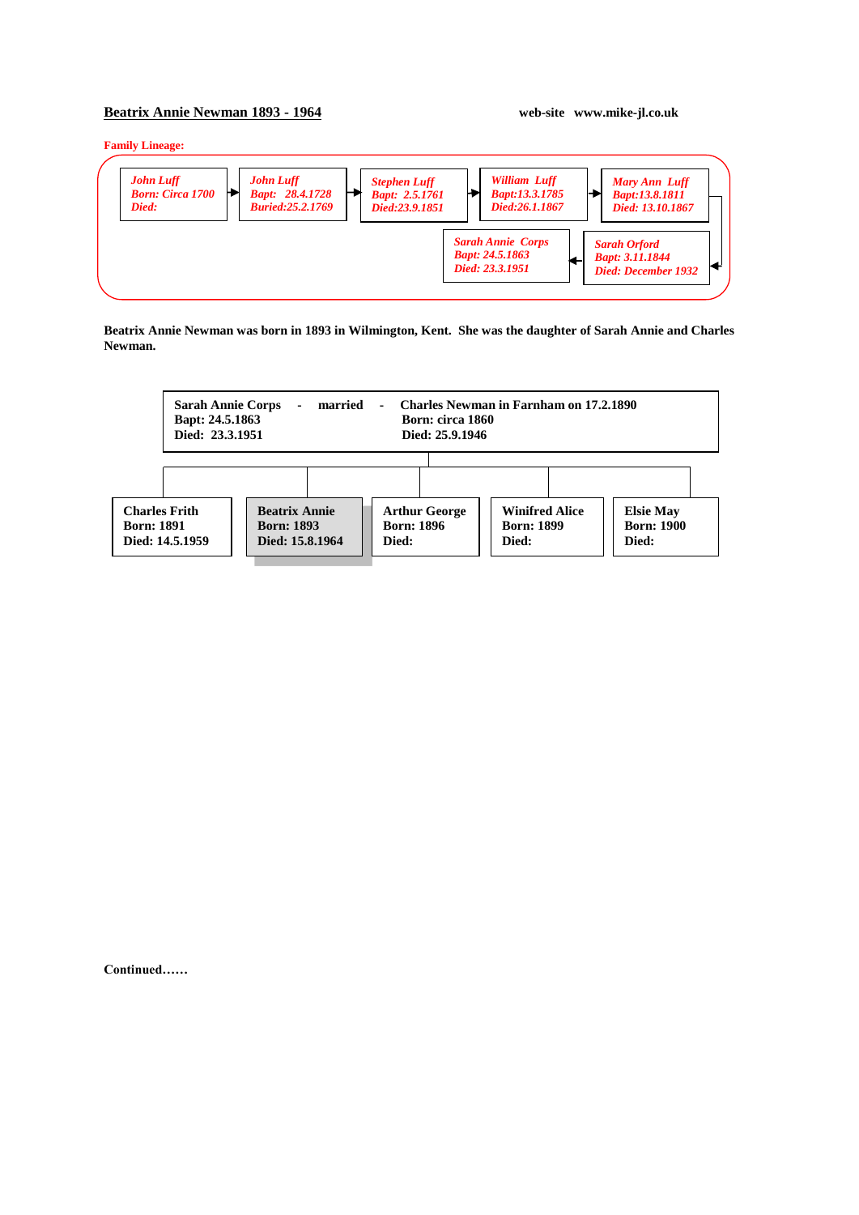# Beatrix Annie Newman 1893 - 1964

**web-site www.mike-jl.co.uk**

**Family Lineage:**

*John Luff*
*Born: Circa 1700*
*Died:*

→ *John Luff*
*Bapt: 28.4.1728*
*Buried:25.2.1769*

→ *Stephen Luff*
*Bapt: 2.5.1761*
*Died:23.9.1851*

→ *William Luff*
*Bapt:13.3.1785*
*Died:26.1.1867*

→ *Mary Ann Luff*
*Bapt:13.8.1811*
*Died: 13.10.1867*

→ *Sarah Orford*
*Bapt: 3.11.1844*
*Died: December 1932*

→ *Sarah Annie Corps*
*Bapt: 24.5.1863*
*Died: 23.3.1951*

**Beatrix Annie Newman was born in 1893 in Wilmington, Kent. She was the daughter of Sarah Annie and Charles Newman.**

**Sarah Annie Corps - married - Charles Newman in Farnham on 17.2.1890**

| Sarah Annie Corps | Charles Newman |
|---|---|
| Bapt: 24.5.1863 | Born: circa 1860 |
| Died: 23.3.1951 | Died: 25.9.1946 |

Children:

| Charles Frith | Beatrix Annie | Arthur George | Winifred Alice | Elsie May |
|---|---|---|---|---|
| Born: 1891 | Born: 1893 | Born: 1896 | Born: 1899 | Born: 1900 |
| Died: 14.5.1959 | Died: 15.8.1964 | Died: | Died: | Died: |

**Continued……**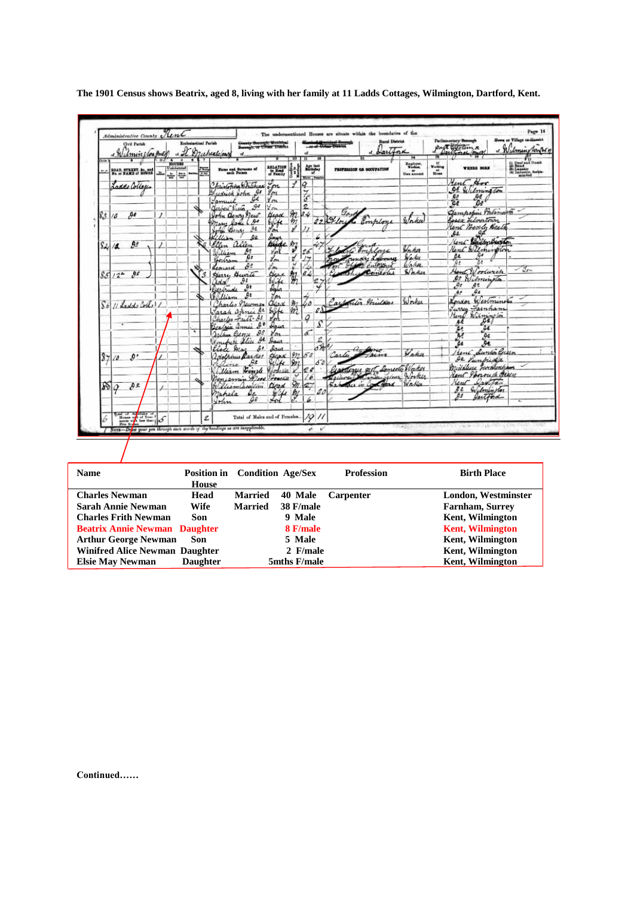**The 1901 Census shows Beatrix, aged 8, living with her family at 11 Ladds Cottages, Wilmington, Dartford, Kent.**

| Name | Position in House | Condition | Age/Sex | Profession | Birth Place |
|---|---|---|---|---|---|
| Charles Newman | Head | Married | 40 Male | Carpenter | London, Westminster |
| Sarah Annie Newman | Wife | Married | 38 F/male | | Farnham, Surrey |
| Charles Frith Newman | Son | | 9 Male | | Kent, Wilmington |
| Beatrix Annie Newman | Daughter | | 8 F/male | | Kent, Wilmington |
| Arthur George Newman | Son | | 5 Male | | Kent, Wilmington |
| Winifred Alice Newman | Daughter | | 2 F/male | | Kent, Wilmington |
| Elsie May Newman | Daughter | | 5mths F/male | | Kent, Wilmington |

**Continued……**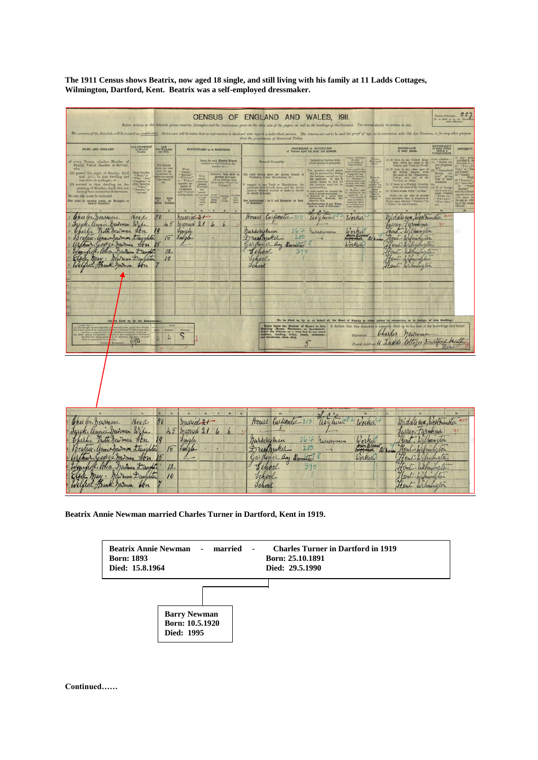**The 1911 Census shows Beatrix, now aged 18 single, and still living with his family at 11 Ladds Cottages, Wilmington, Dartford, Kent. Beatrix was a self-employed dressmaker.**

| Name and Surname | Relationship to Head of Family | Age (Males) | Age (Females) | Particulars as to Marriage | Years married | Children born alive | Children living | Children died | Personal Occupation | | Industry or Service | Employer, Worker, or Working on own Account | Working at Home | Birthplace |
|---|---|---|---|---|---|---|---|---|---|---|---|---|---|---|
| Charles Newman | Head | 50 | | Married | 21 | | | | House Carpenter | 210 | Wayhum | Worker | | Middlesex, Westminster |
| Sarah Annie Newman | Wife | | 45 | Married | 21 | 6 | 6 | | | | | | | Surrey, Farnham |
| Charles Fitte Newman | Son | 19 | | Single | | | | | Nurseryman | 564 | Nurseryman | Worker | | Kent, Wilmington |
| Beatrix Annie Newman | Daughter | | 18 | Single | | | | | Dressmaker | 280 | | Own Account | At home | Kent, Wilmington |
| Arthur George Newman | Son | 15 | | | | | | | Gardener Boy Domestic | 8 | | Worker | | Kent, Wilmington |
| Winifred Alice Newman | Daughter | | 12 | | | | | | School | 390 | | | | Kent, Wilmington |
| Elsie May Newman | Daughter | | 10 | | | | | | School | | | | | Kent, Wilmington |
| Wilfred Frank Newman | Son | 7 | | | | | | | School | | | | | Kent, Wilmington |

Signature: Charles Newman
Postal Address: 11 Ladds Cottages Dartford Heath Kent

**Beatrix Annie Newman married Charles Turner in Dartford, Kent in 1919.**

| Beatrix Annie Newman - married - | Charles Turner in Dartford in 1919 |
|---|---|
| Born: 1893 | Born: 25.10.1891 |
| Died: 15.8.1964 | Died: 29.5.1990 |

**Barry Newman**
**Born: 10.5.1920**
**Died: 1995**

**Continued……**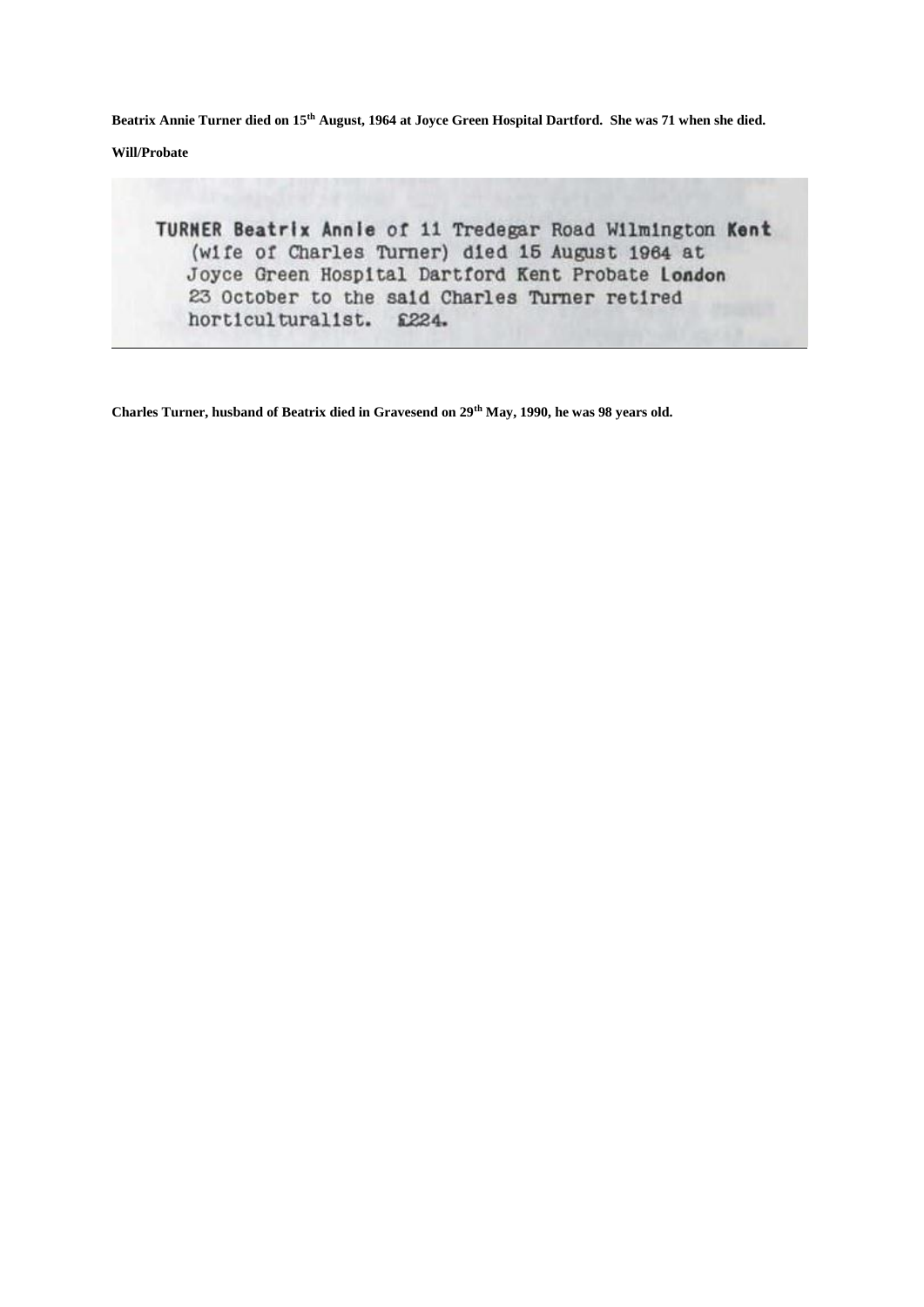**Beatrix Annie Turner died on 15th August, 1964 at Joyce Green Hospital Dartford. She was 71 when she died.**

**Will/Probate**

TURNER Beatrix Annie of 11 Tredegar Road Wilmington Kent (wife of Charles Turner) died 15 August 1964 at Joyce Green Hospital Dartford Kent Probate London 23 October to the said Charles Turner retired horticulturalist. £224.

---

**Charles Turner, husband of Beatrix died in Gravesend on 29th May, 1990, he was 98 years old.**